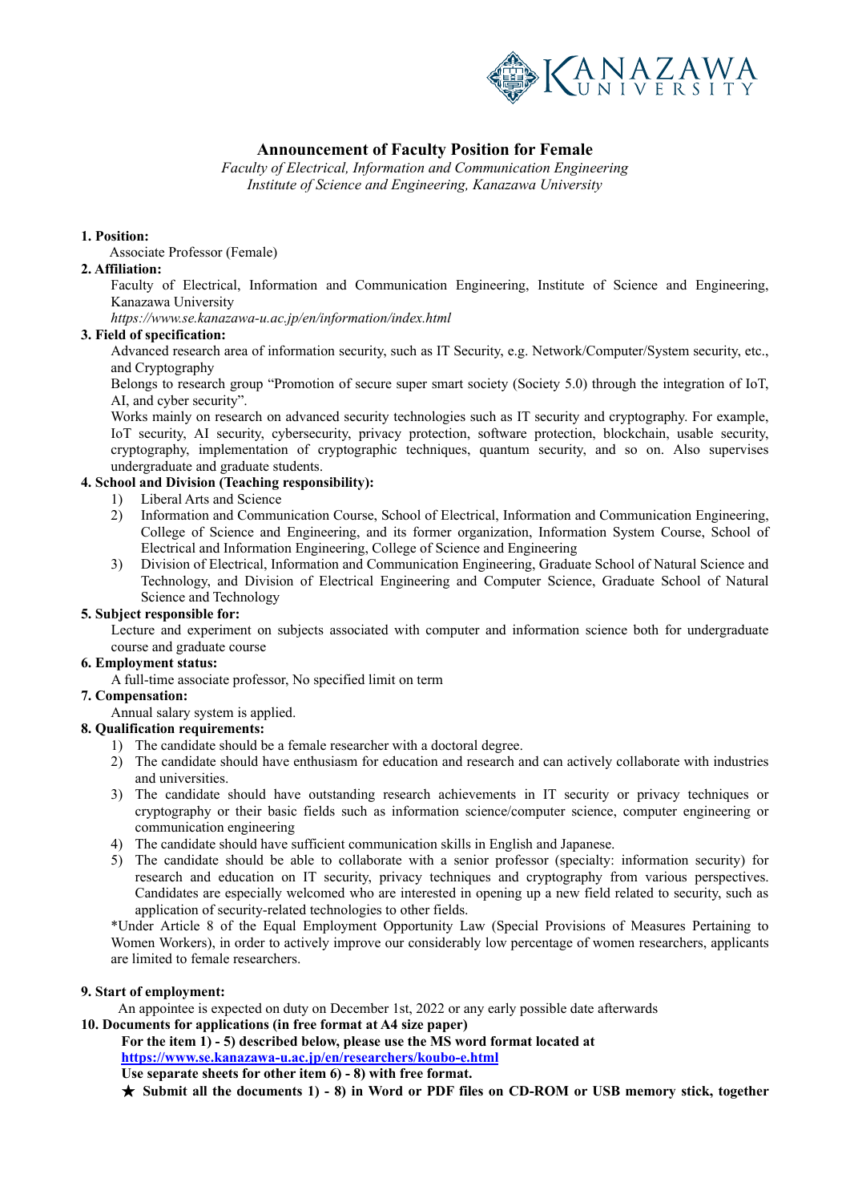# Announcement of Faculty Position for Female

*Faculty of Electrical, Information and Communication Engineering*
*Institute of Science and Engineering, Kanazawa University*

**1. Position:**

Associate Professor (Female)

**2. Affiliation:**

Faculty of Electrical, Information and Communication Engineering, Institute of Science and Engineering, Kanazawa University
*https://www.se.kanazawa-u.ac.jp/en/information/index.html*

**3. Field of specification:**

Advanced research area of information security, such as IT Security, e.g. Network/Computer/System security, etc., and Cryptography

Belongs to research group "Promotion of secure super smart society (Society 5.0) through the integration of IoT, AI, and cyber security".

Works mainly on research on advanced security technologies such as IT security and cryptography. For example, IoT security, AI security, cybersecurity, privacy protection, software protection, blockchain, usable security, cryptography, implementation of cryptographic techniques, quantum security, and so on. Also supervises undergraduate and graduate students.

**4. School and Division (Teaching responsibility):**

1) Liberal Arts and Science
2) Information and Communication Course, School of Electrical, Information and Communication Engineering, College of Science and Engineering, and its former organization, Information System Course, School of Electrical and Information Engineering, College of Science and Engineering
3) Division of Electrical, Information and Communication Engineering, Graduate School of Natural Science and Technology, and Division of Electrical Engineering and Computer Science, Graduate School of Natural Science and Technology

**5. Subject responsible for:**

Lecture and experiment on subjects associated with computer and information science both for undergraduate course and graduate course

**6. Employment status:**

A full-time associate professor, No specified limit on term

**7. Compensation:**

Annual salary system is applied.

**8. Qualification requirements:**

1) The candidate should be a female researcher with a doctoral degree.
2) The candidate should have enthusiasm for education and research and can actively collaborate with industries and universities.
3) The candidate should have outstanding research achievements in IT security or privacy techniques or cryptography or their basic fields such as information science/computer science, computer engineering or communication engineering
4) The candidate should have sufficient communication skills in English and Japanese.
5) The candidate should be able to collaborate with a senior professor (specialty: information security) for research and education on IT security, privacy techniques and cryptography from various perspectives. Candidates are especially welcomed who are interested in opening up a new field related to security, such as application of security-related technologies to other fields.

*Under Article 8 of the Equal Employment Opportunity Law (Special Provisions of Measures Pertaining to Women Workers), in order to actively improve our considerably low percentage of women researchers, applicants are limited to female researchers.

**9. Start of employment:**

An appointee is expected on duty on December 1st, 2022 or any early possible date afterwards

**10. Documents for applications (in free format at A4 size paper)**

**For the item 1) - 5) described below, please use the MS word format located at**
**https://www.se.kanazawa-u.ac.jp/en/researchers/koubo-e.html**
**Use separate sheets for other item 6) - 8) with free format.**
**★ Submit all the documents 1) - 8) in Word or PDF files on CD-ROM or USB memory stick, together**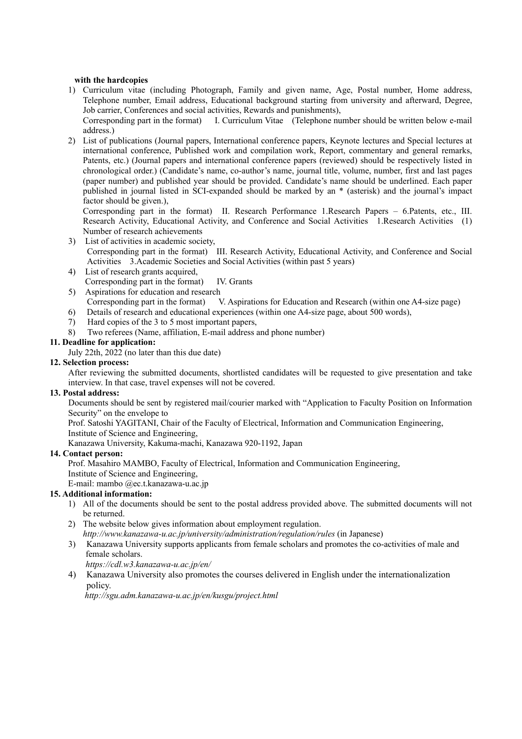**with the hardcopies**

1) Curriculum vitae (including Photograph, Family and given name, Age, Postal number, Home address, Telephone number, Email address, Educational background starting from university and afterward, Degree, Job carrier, Conferences and social activities, Rewards and punishments),
   Corresponding part in the format)　I. Curriculum Vitae　(Telephone number should be written below e-mail address.)
2) List of publications (Journal papers, International conference papers, Keynote lectures and Special lectures at international conference, Published work and compilation work, Report, commentary and general remarks, Patents, etc.) (Journal papers and international conference papers (reviewed) should be respectively listed in chronological order.) (Candidate's name, co-author's name, journal title, volume, number, first and last pages (paper number) and published year should be provided. Candidate's name should be underlined. Each paper published in journal listed in SCI-expanded should be marked by an * (asterisk) and the journal's impact factor should be given.),
   Corresponding part in the format)　II. Research Performance 1.Research Papers – 6.Patents, etc., III. Research Activity, Educational Activity, and Conference and Social Activities　1.Research Activities　(1) Number of research achievements
3) List of activities in academic society,
   Corresponding part in the format)　III. Research Activity, Educational Activity, and Conference and Social Activities　3.Academic Societies and Social Activities (within past 5 years)
4) List of research grants acquired,
   Corresponding part in the format)　IV. Grants
5) Aspirations for education and research
   Corresponding part in the format)　V. Aspirations for Education and Research (within one A4-size page)
6) Details of research and educational experiences (within one A4-size page, about 500 words),
7) Hard copies of the 3 to 5 most important papers,
8) Two referees (Name, affiliation, E-mail address and phone number)

**11. Deadline for application:**

July 22th, 2022 (no later than this due date)

**12. Selection process:**

After reviewing the submitted documents, shortlisted candidates will be requested to give presentation and take interview. In that case, travel expenses will not be covered.

**13. Postal address:**

Documents should be sent by registered mail/courier marked with "Application to Faculty Position on Information Security" on the envelope to
Prof. Satoshi YAGITANI, Chair of the Faculty of Electrical, Information and Communication Engineering,
Institute of Science and Engineering,
Kanazawa University, Kakuma-machi, Kanazawa 920-1192, Japan

**14. Contact person:**

Prof. Masahiro MAMBO, Faculty of Electrical, Information and Communication Engineering,
Institute of Science and Engineering,
E-mail: mambo @ec.t.kanazawa-u.ac.jp

**15. Additional information:**

1) All of the documents should be sent to the postal address provided above. The submitted documents will not be returned.
2) The website below gives information about employment regulation.
   *http://www.kanazawa-u.ac.jp/university/administration/regulation/rules* (in Japanese)
3) Kanazawa University supports applicants from female scholars and promotes the co-activities of male and female scholars.
   *https://cdl.w3.kanazawa-u.ac.jp/en/*
4) Kanazawa University also promotes the courses delivered in English under the internationalization policy.
   *http://sgu.adm.kanazawa-u.ac.jp/en/kusgu/project.html*